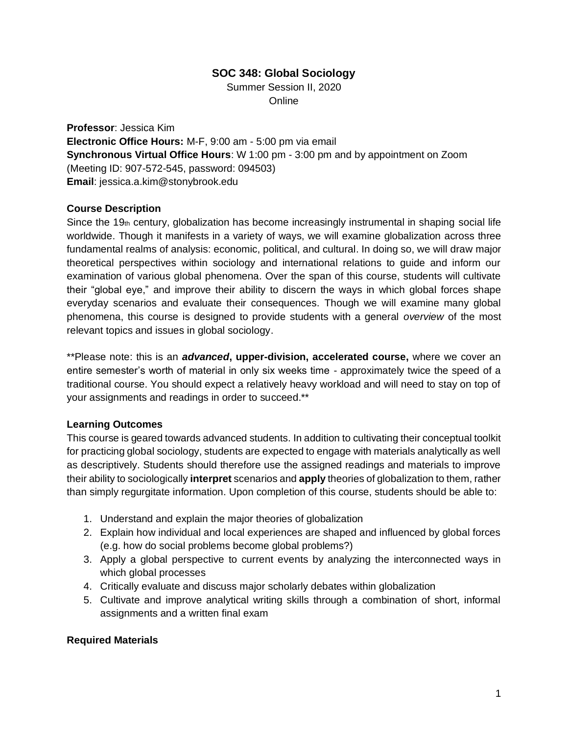# SOC 348: Global Sociology

Summer Session II, 2020
Online

**Professor**: Jessica Kim
**Electronic Office Hours:** M-F, 9:00 am - 5:00 pm via email
**Synchronous Virtual Office Hours**: W 1:00 pm - 3:00 pm and by appointment on Zoom (Meeting ID: 907-572-545, password: 094503)
**Email**: jessica.a.kim@stonybrook.edu

## Course Description

Since the 19th century, globalization has become increasingly instrumental in shaping social life worldwide. Though it manifests in a variety of ways, we will examine globalization across three fundamental realms of analysis: economic, political, and cultural. In doing so, we will draw major theoretical perspectives within sociology and international relations to guide and inform our examination of various global phenomena. Over the span of this course, students will cultivate their "global eye," and improve their ability to discern the ways in which global forces shape everyday scenarios and evaluate their consequences. Though we will examine many global phenomena, this course is designed to provide students with a general *overview* of the most relevant topics and issues in global sociology.

**Please note: this is an ***advanced***, upper-division, accelerated course,** where we cover an entire semester's worth of material in only six weeks time - approximately twice the speed of a traditional course. You should expect a relatively heavy workload and will need to stay on top of your assignments and readings in order to succeed.**

## Learning Outcomes

This course is geared towards advanced students. In addition to cultivating their conceptual toolkit for practicing global sociology, students are expected to engage with materials analytically as well as descriptively. Students should therefore use the assigned readings and materials to improve their ability to sociologically **interpret** scenarios and **apply** theories of globalization to them, rather than simply regurgitate information. Upon completion of this course, students should be able to:

1. Understand and explain the major theories of globalization
2. Explain how individual and local experiences are shaped and influenced by global forces (e.g. how do social problems become global problems?)
3. Apply a global perspective to current events by analyzing the interconnected ways in which global processes
4. Critically evaluate and discuss major scholarly debates within globalization
5. Cultivate and improve analytical writing skills through a combination of short, informal assignments and a written final exam

## Required Materials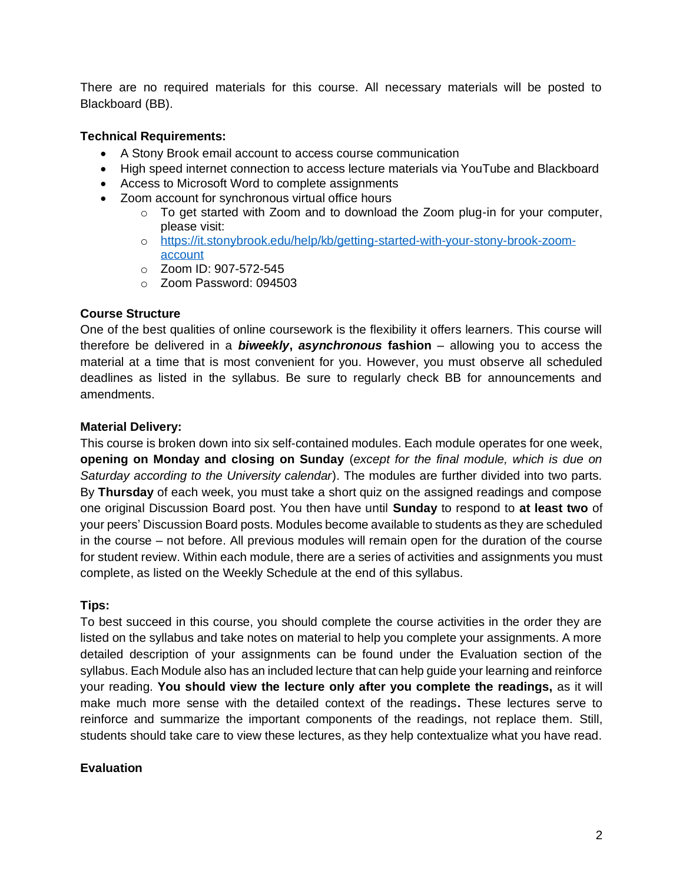There are no required materials for this course. All necessary materials will be posted to Blackboard (BB).

**Technical Requirements:**

- A Stony Brook email account to access course communication
- High speed internet connection to access lecture materials via YouTube and Blackboard
- Access to Microsoft Word to complete assignments
- Zoom account for synchronous virtual office hours
    - To get started with Zoom and to download the Zoom plug-in for your computer, please visit:
    - [https://it.stonybrook.edu/help/kb/getting-started-with-your-stony-brook-zoom-account](https://it.stonybrook.edu/help/kb/getting-started-with-your-stony-brook-zoom-account)
    - Zoom ID: 907-572-545
    - Zoom Password: 094503

**Course Structure**

One of the best qualities of online coursework is the flexibility it offers learners. This course will therefore be delivered in a ***biweekly***, ***asynchronous*** **fashion** – allowing you to access the material at a time that is most convenient for you. However, you must observe all scheduled deadlines as listed in the syllabus. Be sure to regularly check BB for announcements and amendments.

**Material Delivery:**

This course is broken down into six self-contained modules. Each module operates for one week, **opening on Monday and closing on Sunday** (*except for the final module, which is due on Saturday according to the University calendar*). The modules are further divided into two parts. By **Thursday** of each week, you must take a short quiz on the assigned readings and compose one original Discussion Board post. You then have until **Sunday** to respond to **at least two** of your peers' Discussion Board posts. Modules become available to students as they are scheduled in the course – not before. All previous modules will remain open for the duration of the course for student review. Within each module, there are a series of activities and assignments you must complete, as listed on the Weekly Schedule at the end of this syllabus.

**Tips:**

To best succeed in this course, you should complete the course activities in the order they are listed on the syllabus and take notes on material to help you complete your assignments. A more detailed description of your assignments can be found under the Evaluation section of the syllabus. Each Module also has an included lecture that can help guide your learning and reinforce your reading. **You should view the lecture only after you complete the readings,** as it will make much more sense with the detailed context of the readings**.** These lectures serve to reinforce and summarize the important components of the readings, not replace them. Still, students should take care to view these lectures, as they help contextualize what you have read.

**Evaluation**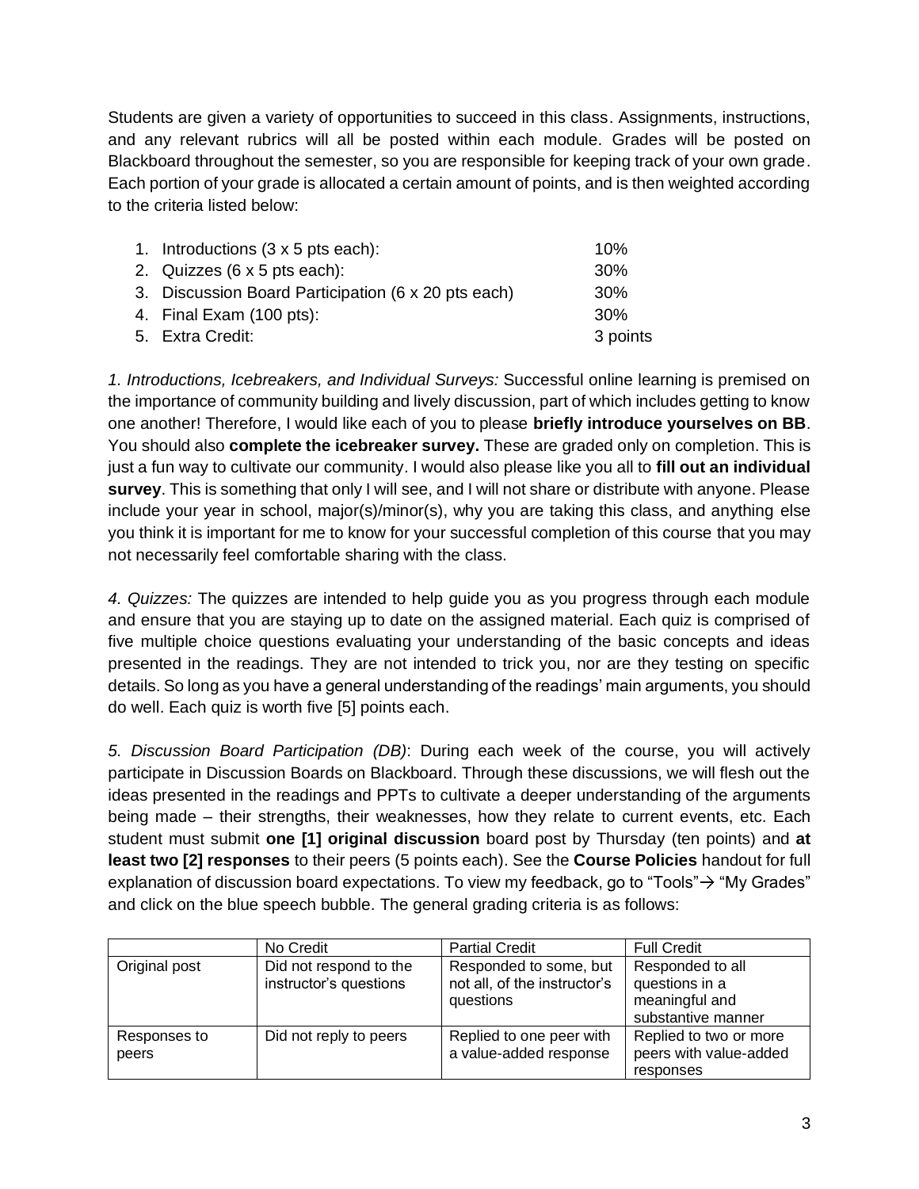Students are given a variety of opportunities to succeed in this class. Assignments, instructions, and any relevant rubrics will all be posted within each module. Grades will be posted on Blackboard throughout the semester, so you are responsible for keeping track of your own grade. Each portion of your grade is allocated a certain amount of points, and is then weighted according to the criteria listed below:

1. Introductions (3 x 5 pts each): 10%
2. Quizzes (6 x 5 pts each): 30%
3. Discussion Board Participation (6 x 20 pts each) 30%
4. Final Exam (100 pts): 30%
5. Extra Credit: 3 points

*1. Introductions, Icebreakers, and Individual Surveys:* Successful online learning is premised on the importance of community building and lively discussion, part of which includes getting to know one another! Therefore, I would like each of you to please **briefly introduce yourselves on BB**. You should also **complete the icebreaker survey.** These are graded only on completion. This is just a fun way to cultivate our community. I would also please like you all to **fill out an individual survey**. This is something that only I will see, and I will not share or distribute with anyone. Please include your year in school, major(s)/minor(s), why you are taking this class, and anything else you think it is important for me to know for your successful completion of this course that you may not necessarily feel comfortable sharing with the class.

*4. Quizzes:* The quizzes are intended to help guide you as you progress through each module and ensure that you are staying up to date on the assigned material. Each quiz is comprised of five multiple choice questions evaluating your understanding of the basic concepts and ideas presented in the readings. They are not intended to trick you, nor are they testing on specific details. So long as you have a general understanding of the readings' main arguments, you should do well. Each quiz is worth five [5] points each.

*5. Discussion Board Participation (DB)*: During each week of the course, you will actively participate in Discussion Boards on Blackboard. Through these discussions, we will flesh out the ideas presented in the readings and PPTs to cultivate a deeper understanding of the arguments being made – their strengths, their weaknesses, how they relate to current events, etc. Each student must submit **one [1] original discussion** board post by Thursday (ten points) and **at least two [2] responses** to their peers (5 points each). See the **Course Policies** handout for full explanation of discussion board expectations. To view my feedback, go to "Tools"→ "My Grades" and click on the blue speech bubble. The general grading criteria is as follows:

| | No Credit | Partial Credit | Full Credit |
|---|---|---|---|
| Original post | Did not respond to the instructor's questions | Responded to some, but not all, of the instructor's questions | Responded to all questions in a meaningful and substantive manner |
| Responses to peers | Did not reply to peers | Replied to one peer with a value-added response | Replied to two or more peers with value-added responses |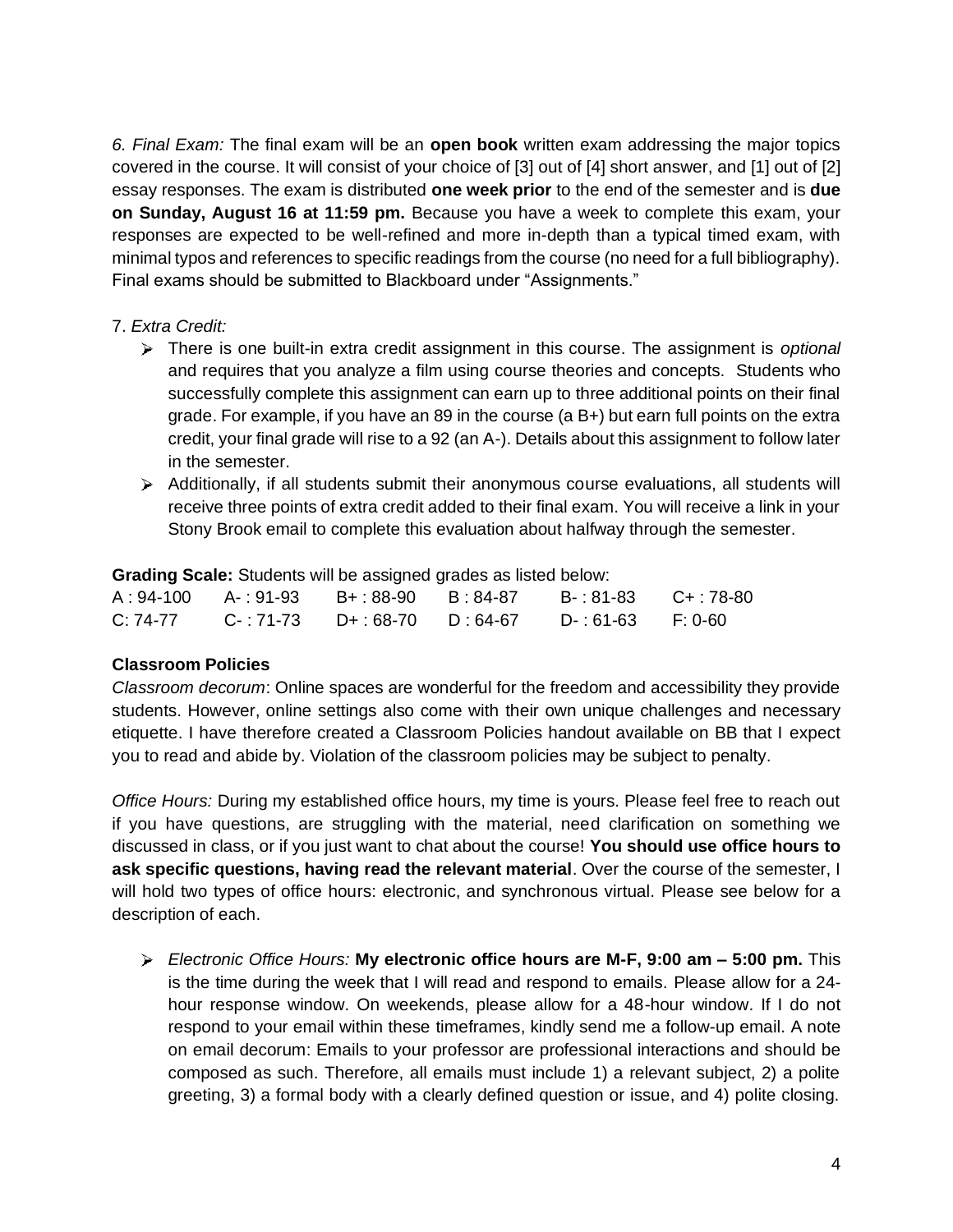*6. Final Exam:* The final exam will be an **open book** written exam addressing the major topics covered in the course. It will consist of your choice of [3] out of [4] short answer, and [1] out of [2] essay responses. The exam is distributed **one week prior** to the end of the semester and is **due on Sunday, August 16 at 11:59 pm.** Because you have a week to complete this exam, your responses are expected to be well-refined and more in-depth than a typical timed exam, with minimal typos and references to specific readings from the course (no need for a full bibliography). Final exams should be submitted to Blackboard under "Assignments."

7. *Extra Credit:*

- There is one built-in extra credit assignment in this course. The assignment is *optional* and requires that you analyze a film using course theories and concepts. Students who successfully complete this assignment can earn up to three additional points on their final grade. For example, if you have an 89 in the course (a B+) but earn full points on the extra credit, your final grade will rise to a 92 (an A-). Details about this assignment to follow later in the semester.
- Additionally, if all students submit their anonymous course evaluations, all students will receive three points of extra credit added to their final exam. You will receive a link in your Stony Brook email to complete this evaluation about halfway through the semester.

**Grading Scale:** Students will be assigned grades as listed below:

| | | | | | |
|---|---|---|---|---|---|
| A : 94-100 | A- : 91-93 | B+ : 88-90 | B : 84-87 | B- : 81-83 | C+ : 78-80 |
| C: 74-77 | C- : 71-73 | D+ : 68-70 | D : 64-67 | D- : 61-63 | F: 0-60 |

**Classroom Policies**

*Classroom decorum*: Online spaces are wonderful for the freedom and accessibility they provide students. However, online settings also come with their own unique challenges and necessary etiquette. I have therefore created a Classroom Policies handout available on BB that I expect you to read and abide by. Violation of the classroom policies may be subject to penalty.

*Office Hours:* During my established office hours, my time is yours. Please feel free to reach out if you have questions, are struggling with the material, need clarification on something we discussed in class, or if you just want to chat about the course! **You should use office hours to ask specific questions, having read the relevant material**. Over the course of the semester, I will hold two types of office hours: electronic, and synchronous virtual. Please see below for a description of each.

- *Electronic Office Hours:* **My electronic office hours are M-F, 9:00 am – 5:00 pm.** This is the time during the week that I will read and respond to emails. Please allow for a 24-hour response window. On weekends, please allow for a 48-hour window. If I do not respond to your email within these timeframes, kindly send me a follow-up email. A note on email decorum: Emails to your professor are professional interactions and should be composed as such. Therefore, all emails must include 1) a relevant subject, 2) a polite greeting, 3) a formal body with a clearly defined question or issue, and 4) polite closing.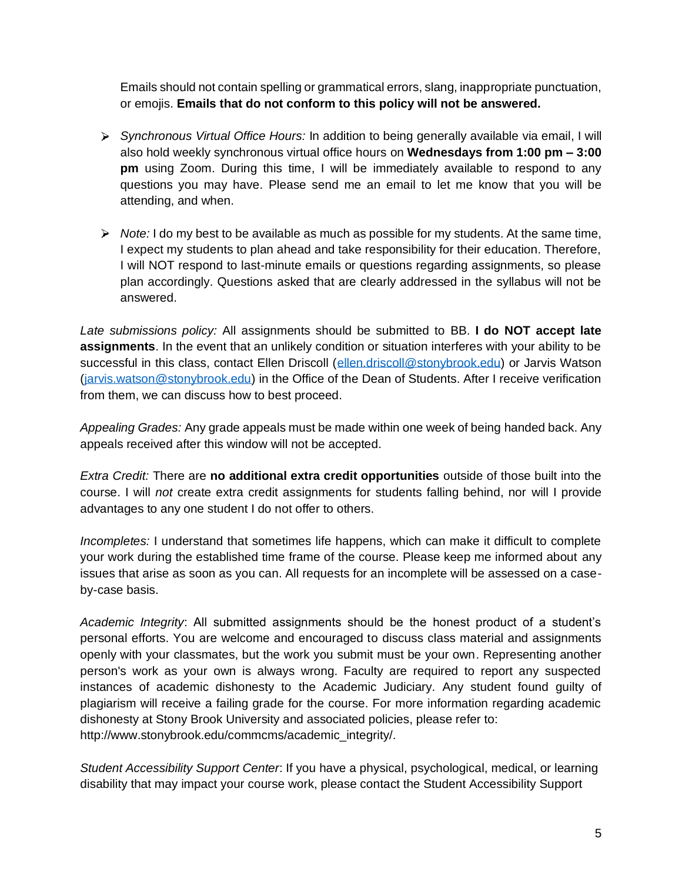Emails should not contain spelling or grammatical errors, slang, inappropriate punctuation, or emojis. **Emails that do not conform to this policy will not be answered.**

- *Synchronous Virtual Office Hours:* In addition to being generally available via email, I will also hold weekly synchronous virtual office hours on **Wednesdays from 1:00 pm – 3:00 pm** using Zoom. During this time, I will be immediately available to respond to any questions you may have. Please send me an email to let me know that you will be attending, and when.

- *Note:* I do my best to be available as much as possible for my students. At the same time, I expect my students to plan ahead and take responsibility for their education. Therefore, I will NOT respond to last-minute emails or questions regarding assignments, so please plan accordingly. Questions asked that are clearly addressed in the syllabus will not be answered.

*Late submissions policy:* All assignments should be submitted to BB. **I do NOT accept late assignments**. In the event that an unlikely condition or situation interferes with your ability to be successful in this class, contact Ellen Driscoll (ellen.driscoll@stonybrook.edu) or Jarvis Watson (jarvis.watson@stonybrook.edu) in the Office of the Dean of Students. After I receive verification from them, we can discuss how to best proceed.

*Appealing Grades:* Any grade appeals must be made within one week of being handed back. Any appeals received after this window will not be accepted.

*Extra Credit:* There are **no additional extra credit opportunities** outside of those built into the course. I will *not* create extra credit assignments for students falling behind, nor will I provide advantages to any one student I do not offer to others.

*Incompletes:* I understand that sometimes life happens, which can make it difficult to complete your work during the established time frame of the course. Please keep me informed about any issues that arise as soon as you can. All requests for an incomplete will be assessed on a case-by-case basis.

*Academic Integrity*: All submitted assignments should be the honest product of a student's personal efforts. You are welcome and encouraged to discuss class material and assignments openly with your classmates, but the work you submit must be your own. Representing another person's work as your own is always wrong. Faculty are required to report any suspected instances of academic dishonesty to the Academic Judiciary. Any student found guilty of plagiarism will receive a failing grade for the course. For more information regarding academic dishonesty at Stony Brook University and associated policies, please refer to: http://www.stonybrook.edu/commcms/academic_integrity/.

*Student Accessibility Support Center*: If you have a physical, psychological, medical, or learning disability that may impact your course work, please contact the Student Accessibility Support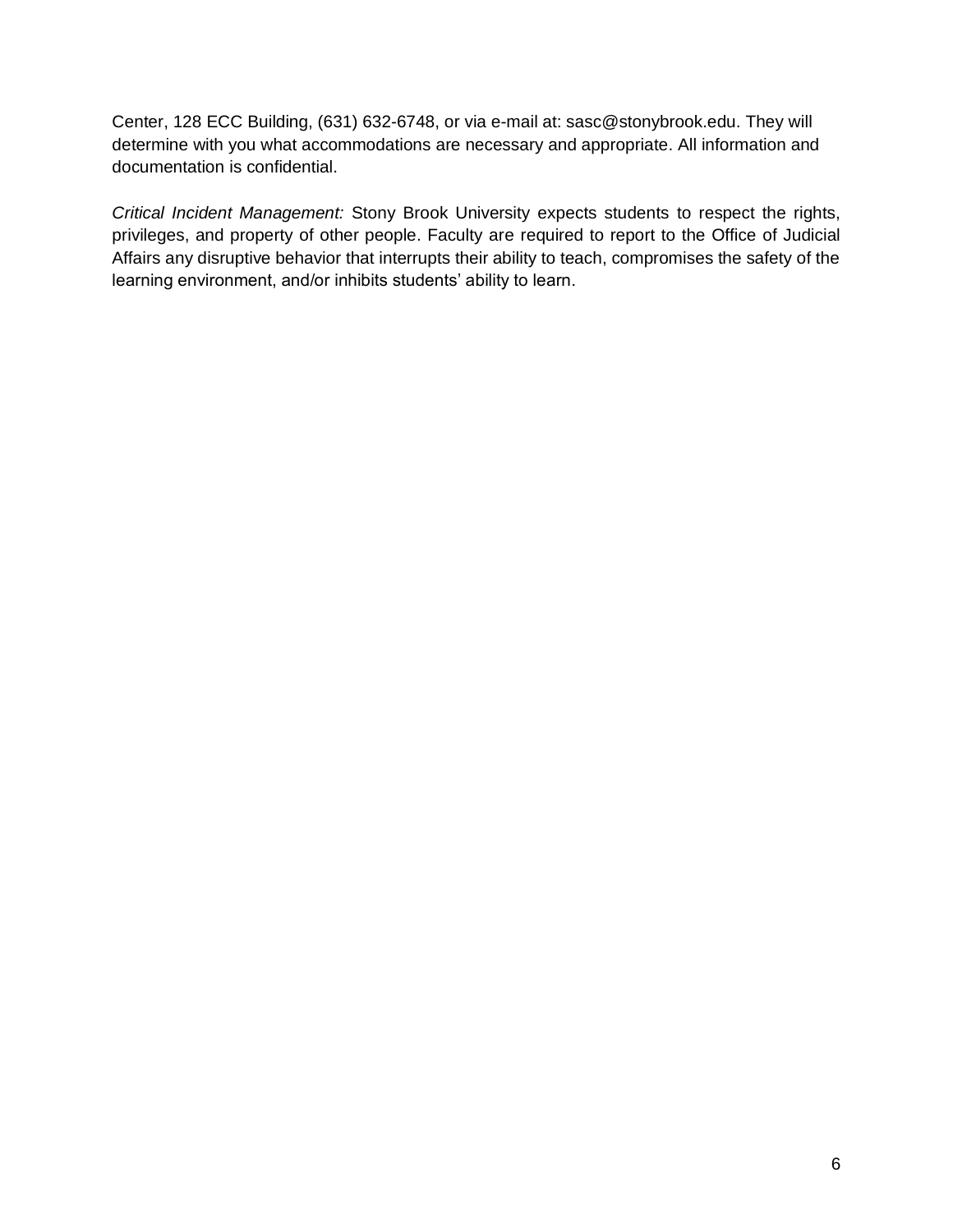Center, 128 ECC Building, (631) 632-6748, or via e-mail at: sasc@stonybrook.edu. They will determine with you what accommodations are necessary and appropriate. All information and documentation is confidential.

*Critical Incident Management:* Stony Brook University expects students to respect the rights, privileges, and property of other people. Faculty are required to report to the Office of Judicial Affairs any disruptive behavior that interrupts their ability to teach, compromises the safety of the learning environment, and/or inhibits students' ability to learn.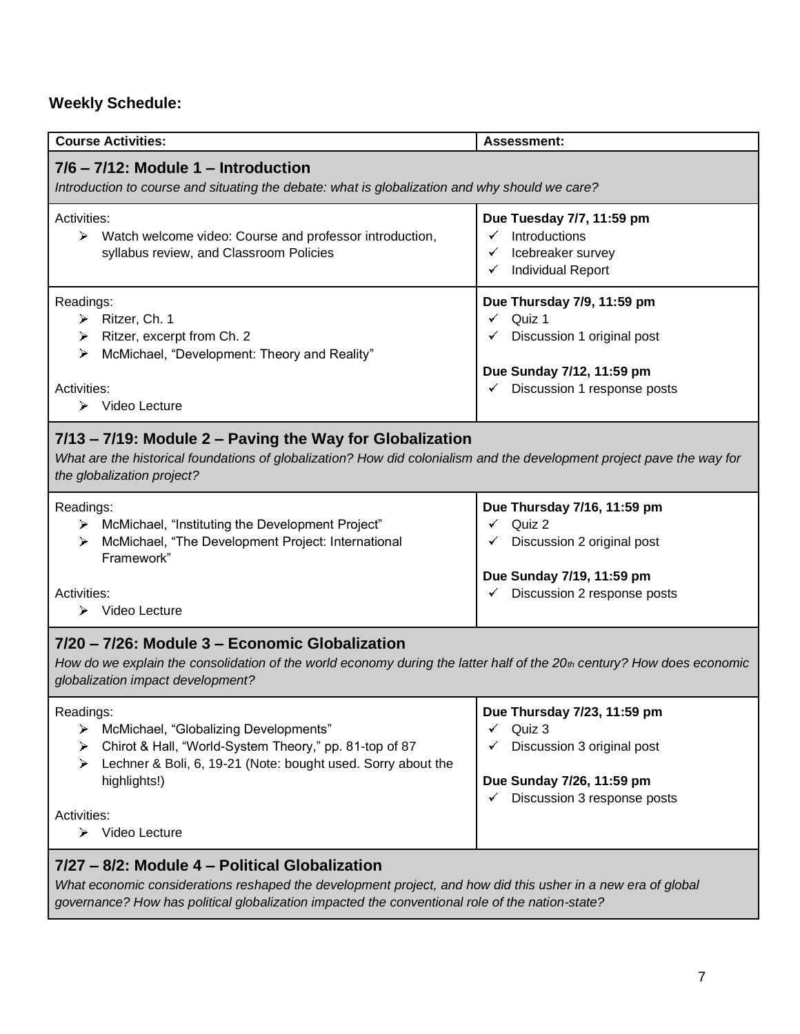## Weekly Schedule:

| Course Activities: | Assessment: |
|---|---|
| **7/6 – 7/12: Module 1 – Introduction**<br>*Introduction to course and situating the debate: what is globalization and why should we care?* | |
| Activities:<br>➢ Watch welcome video: Course and professor introduction, syllabus review, and Classroom Policies | **Due Tuesday 7/7, 11:59 pm**<br>✓ Introductions<br>✓ Icebreaker survey<br>✓ Individual Report |
| Readings:<br>➢ Ritzer, Ch. 1<br>➢ Ritzer, excerpt from Ch. 2<br>➢ McMichael, "Development: Theory and Reality"<br><br>Activities:<br>➢ Video Lecture | **Due Thursday 7/9, 11:59 pm**<br>✓ Quiz 1<br>✓ Discussion 1 original post<br><br>**Due Sunday 7/12, 11:59 pm**<br>✓ Discussion 1 response posts |
| **7/13 – 7/19: Module 2 – Paving the Way for Globalization**<br>*What are the historical foundations of globalization? How did colonialism and the development project pave the way for the globalization project?* | |
| Readings:<br>➢ McMichael, "Instituting the Development Project"<br>➢ McMichael, "The Development Project: International Framework"<br><br>Activities:<br>➢ Video Lecture | **Due Thursday 7/16, 11:59 pm**<br>✓ Quiz 2<br>✓ Discussion 2 original post<br><br>**Due Sunday 7/19, 11:59 pm**<br>✓ Discussion 2 response posts |
| **7/20 – 7/26: Module 3 – Economic Globalization**<br>*How do we explain the consolidation of the world economy during the latter half of the 20th century? How does economic globalization impact development?* | |
| Readings:<br>➢ McMichael, "Globalizing Developments"<br>➢ Chirot & Hall, "World-System Theory," pp. 81-top of 87<br>➢ Lechner & Boli, 6, 19-21 (Note: bought used. Sorry about the highlights!)<br><br>Activities:<br>➢ Video Lecture | **Due Thursday 7/23, 11:59 pm**<br>✓ Quiz 3<br>✓ Discussion 3 original post<br><br>**Due Sunday 7/26, 11:59 pm**<br>✓ Discussion 3 response posts |
| **7/27 – 8/2: Module 4 – Political Globalization**<br>*What economic considerations reshaped the development project, and how did this usher in a new era of global governance? How has political globalization impacted the conventional role of the nation-state?* | |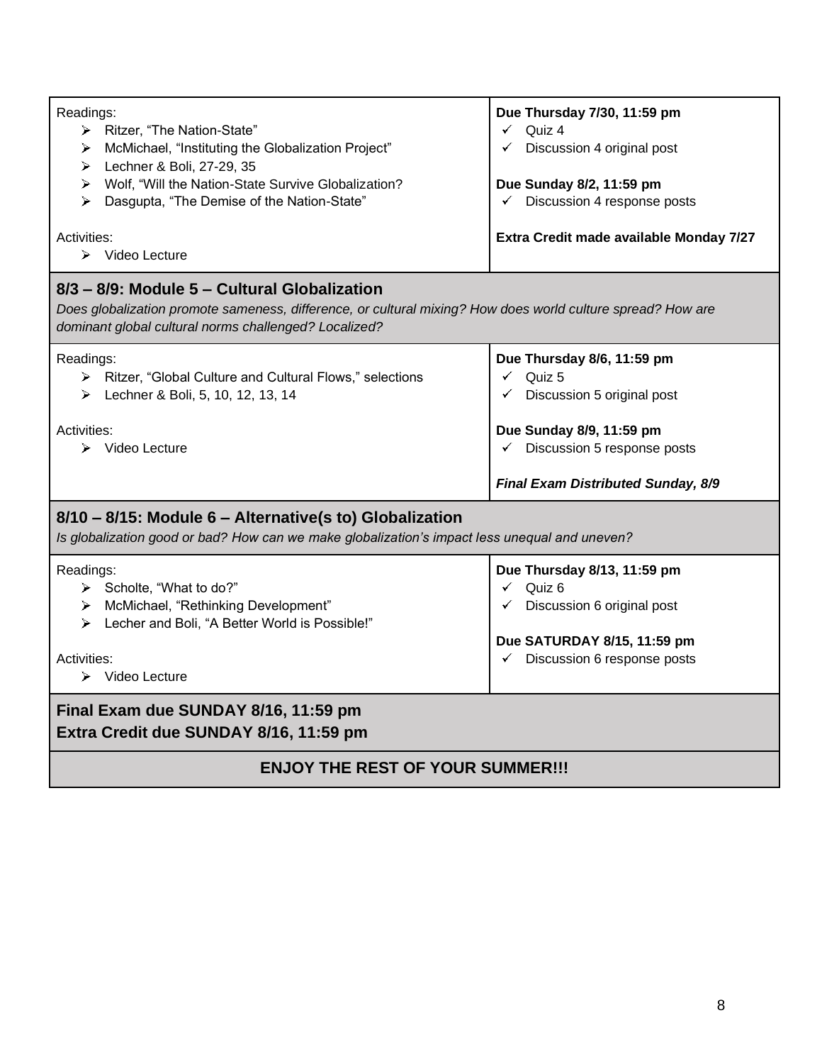| | |
|---|---|
| Readings:<br>➢ Ritzer, "The Nation-State"<br>➢ McMichael, "Instituting the Globalization Project"<br>➢ Lechner & Boli, 27-29, 35<br>➢ Wolf, "Will the Nation-State Survive Globalization?<br>➢ Dasgupta, "The Demise of the Nation-State"<br><br>Activities:<br>➢ Video Lecture | **Due Thursday 7/30, 11:59 pm**<br>✓ Quiz 4<br>✓ Discussion 4 original post<br><br>**Due Sunday 8/2, 11:59 pm**<br>✓ Discussion 4 response posts<br><br>**Extra Credit made available Monday 7/27** |

### 8/3 – 8/9: Module 5 – Cultural Globalization

*Does globalization promote sameness, difference, or cultural mixing? How does world culture spread? How are dominant global cultural norms challenged? Localized?*

| | |
|---|---|
| Readings:<br>➢ Ritzer, "Global Culture and Cultural Flows," selections<br>➢ Lechner & Boli, 5, 10, 12, 13, 14<br><br>Activities:<br>➢ Video Lecture | **Due Thursday 8/6, 11:59 pm**<br>✓ Quiz 5<br>✓ Discussion 5 original post<br><br>**Due Sunday 8/9, 11:59 pm**<br>✓ Discussion 5 response posts<br><br>***Final Exam Distributed Sunday, 8/9*** |

### 8/10 – 8/15: Module 6 – Alternative(s to) Globalization

*Is globalization good or bad? How can we make globalization's impact less unequal and uneven?*

| | |
|---|---|
| Readings:<br>➢ Scholte, "What to do?"<br>➢ McMichael, "Rethinking Development"<br>➢ Lecher and Boli, "A Better World is Possible!"<br><br>Activities:<br>➢ Video Lecture | **Due Thursday 8/13, 11:59 pm**<br>✓ Quiz 6<br>✓ Discussion 6 original post<br><br>**Due SATURDAY 8/15, 11:59 pm**<br>✓ Discussion 6 response posts |

### Final Exam due SUNDAY 8/16, 11:59 pm
### Extra Credit due SUNDAY 8/16, 11:59 pm

**ENJOY THE REST OF YOUR SUMMER!!!**